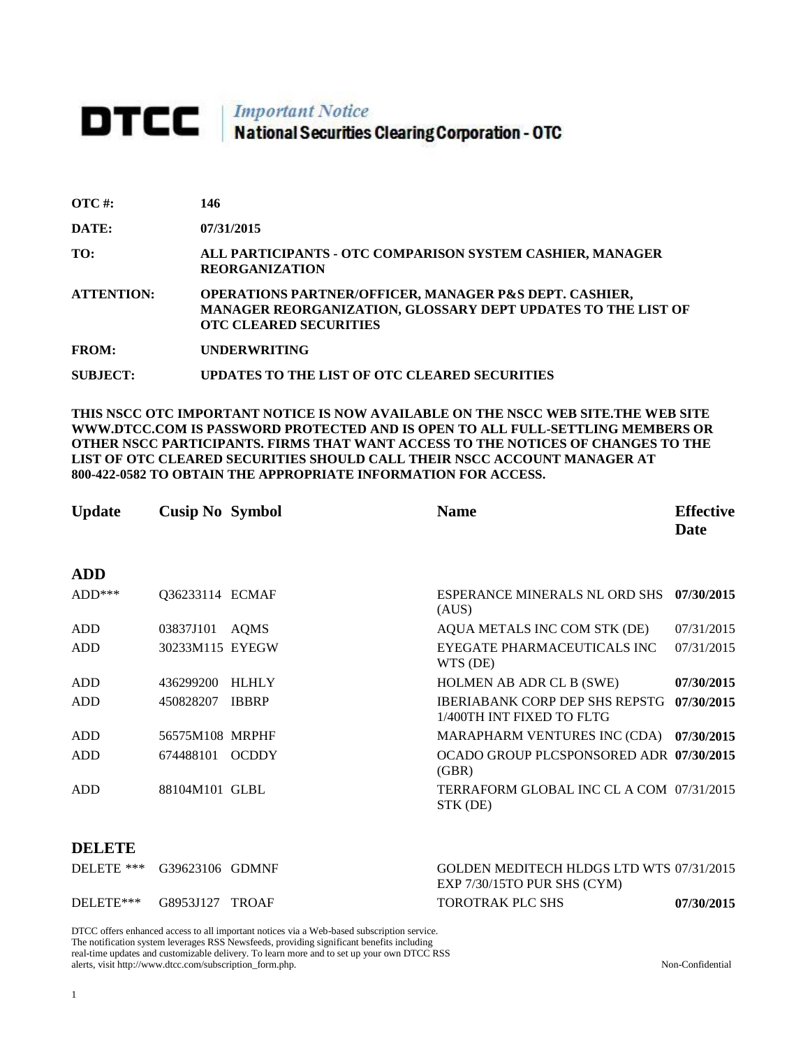# DTCC | *Important Notice* National Securities Clearing Corporation - OTC

| | |
|---|---|
| **OTC #:** | **146** |
| **DATE:** | **07/31/2015** |
| **TO:** | **ALL PARTICIPANTS - OTC COMPARISON SYSTEM CASHIER, MANAGER REORGANIZATION** |
| **ATTENTION:** | **OPERATIONS PARTNER/OFFICER, MANAGER P&S DEPT. CASHIER, MANAGER REORGANIZATION, GLOSSARY DEPT UPDATES TO THE LIST OF OTC CLEARED SECURITIES** |
| **FROM:** | **UNDERWRITING** |
| **SUBJECT:** | **UPDATES TO THE LIST OF OTC CLEARED SECURITIES** |

**THIS NSCC OTC IMPORTANT NOTICE IS NOW AVAILABLE ON THE NSCC WEB SITE.THE WEB SITE WWW.DTCC.COM IS PASSWORD PROTECTED AND IS OPEN TO ALL FULL-SETTLING MEMBERS OR OTHER NSCC PARTICIPANTS. FIRMS THAT WANT ACCESS TO THE NOTICES OF CHANGES TO THE LIST OF OTC CLEARED SECURITIES SHOULD CALL THEIR NSCC ACCOUNT MANAGER AT 800-422-0582 TO OBTAIN THE APPROPRIATE INFORMATION FOR ACCESS.**

| Update | Cusip No | Symbol | Name | Effective Date |
|---|---|---|---|---|
| **ADD** | | | | |
| ADD*** | Q36233114 | ECMAF | ESPERANCE MINERALS NL ORD SHS (AUS) | **07/30/2015** |
| ADD | 03837J101 | AQMS | AQUA METALS INC COM STK (DE) | 07/31/2015 |
| ADD | 30233M115 | EYEGW | EYEGATE PHARMACEUTICALS INC WTS (DE) | 07/31/2015 |
| ADD | 436299200 | HLHLY | HOLMEN AB ADR CL B (SWE) | **07/30/2015** |
| ADD | 450828207 | IBBRP | IBERIABANK CORP DEP SHS REPSTG 1/400TH INT FIXED TO FLTG | **07/30/2015** |
| ADD | 56575M108 | MRPHF | MARAPHARM VENTURES INC (CDA) | **07/30/2015** |
| ADD | 674488101 | OCDDY | OCADO GROUP PLCSPONSORED ADR (GBR) | **07/30/2015** |
| ADD | 88104M101 | GLBL | TERRAFORM GLOBAL INC CL A COM STK (DE) | 07/31/2015 |
| **DELETE** | | | | |
| DELETE *** | G39623106 | GDMNF | GOLDEN MEDITECH HLDGS LTD WTS EXP 7/30/15TO PUR SHS (CYM) | 07/31/2015 |
| DELETE*** | G8953J127 | TROAF | TOROTRAK PLC SHS | **07/30/2015** |

DTCC offers enhanced access to all important notices via a Web-based subscription service. The notification system leverages RSS Newsfeeds, providing significant benefits including real-time updates and customizable delivery. To learn more and to set up your own DTCC RSS alerts, visit http://www.dtcc.com/subscription_form.php.

Non-Confidential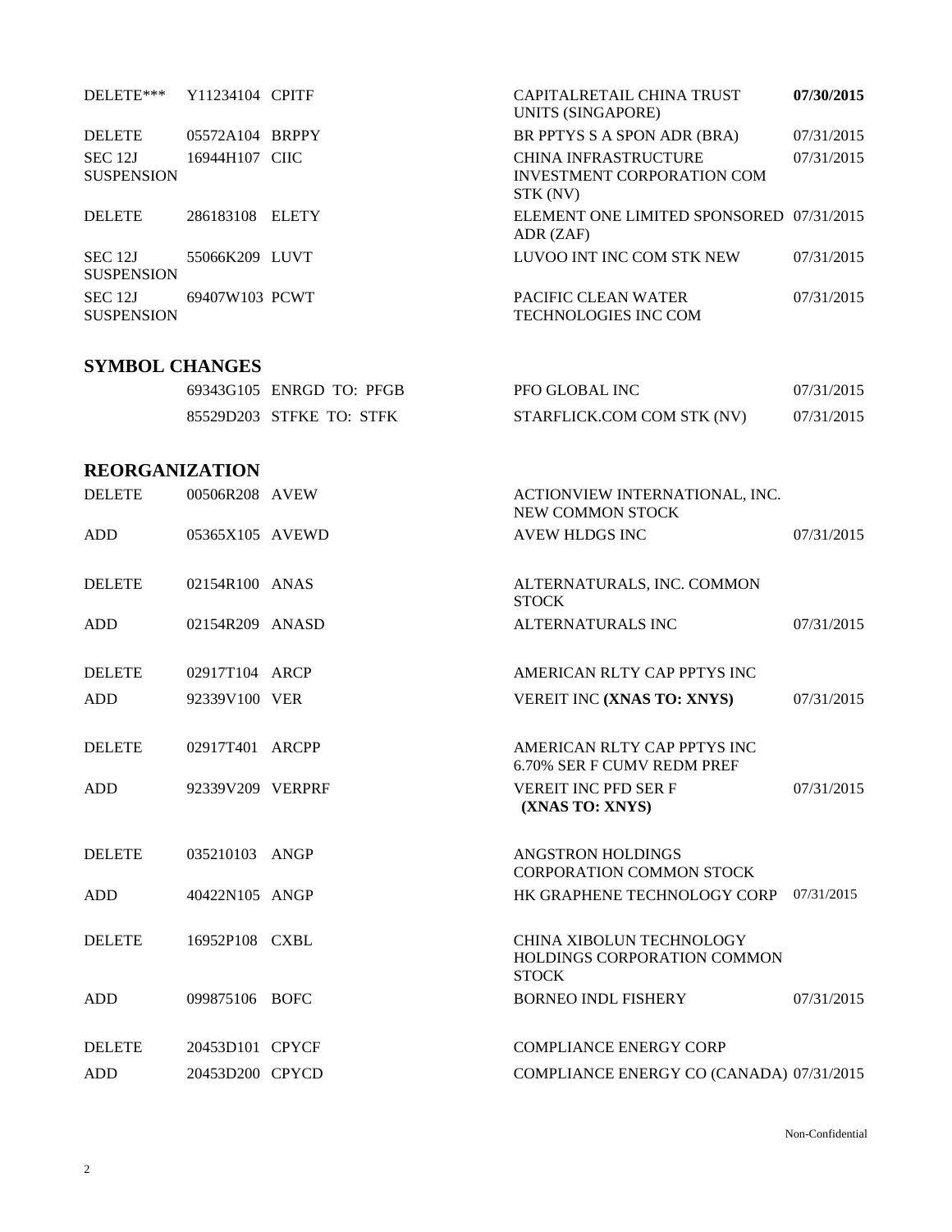| | | | | |
|---|---|---|---|---|
| DELETE*** | Y11234104 | CPITF | CAPITALRETAIL CHINA TRUST UNITS (SINGAPORE) | **07/30/2015** |
| DELETE | 05572A104 | BRPPY | BR PPTYS S A SPON ADR (BRA) | 07/31/2015 |
| SEC 12J SUSPENSION | 16944H107 | CIIC | CHINA INFRASTRUCTURE INVESTMENT CORPORATION COM STK (NV) | 07/31/2015 |
| DELETE | 286183108 | ELETY | ELEMENT ONE LIMITED SPONSORED ADR (ZAF) | 07/31/2015 |
| SEC 12J SUSPENSION | 55066K209 | LUVT | LUVOO INT INC COM STK NEW | 07/31/2015 |
| SEC 12J SUSPENSION | 69407W103 | PCWT | PACIFIC CLEAN WATER TECHNOLOGIES INC COM | 07/31/2015 |

## SYMBOL CHANGES

| | | | | |
|---|---|---|---|---|
| | 69343G105 | ENRGD TO: PFGB | PFO GLOBAL INC | 07/31/2015 |
| | 85529D203 | STFKE TO: STFK | STARFLICK.COM COM STK (NV) | 07/31/2015 |

## REORGANIZATION

| | | | | |
|---|---|---|---|---|
| DELETE | 00506R208 | AVEW | ACTIONVIEW INTERNATIONAL, INC. NEW COMMON STOCK | |
| ADD | 05365X105 | AVEWD | AVEW HLDGS INC | 07/31/2015 |
| DELETE | 02154R100 | ANAS | ALTERNATURALS, INC. COMMON STOCK | |
| ADD | 02154R209 | ANASD | ALTERNATURALS INC | 07/31/2015 |
| DELETE | 02917T104 | ARCP | AMERICAN RLTY CAP PPTYS INC | |
| ADD | 92339V100 | VER | VEREIT INC **(XNAS TO: XNYS)** | 07/31/2015 |
| DELETE | 02917T401 | ARCPP | AMERICAN RLTY CAP PPTYS INC 6.70% SER F CUMV REDM PREF | |
| ADD | 92339V209 | VERPRF | VEREIT INC PFD SER F **(XNAS TO: XNYS)** | 07/31/2015 |
| DELETE | 035210103 | ANGP | ANGSTRON HOLDINGS CORPORATION COMMON STOCK | |
| ADD | 40422N105 | ANGP | HK GRAPHENE TECHNOLOGY CORP | 07/31/2015 |
| DELETE | 16952P108 | CXBL | CHINA XIBOLUN TECHNOLOGY HOLDINGS CORPORATION COMMON STOCK | |
| ADD | 099875106 | BOFC | BORNEO INDL FISHERY | 07/31/2015 |
| DELETE | 20453D101 | CPYCF | COMPLIANCE ENERGY CORP | |
| ADD | 20453D200 | CPYCD | COMPLIANCE ENERGY CO (CANADA) | 07/31/2015 |

Non-Confidential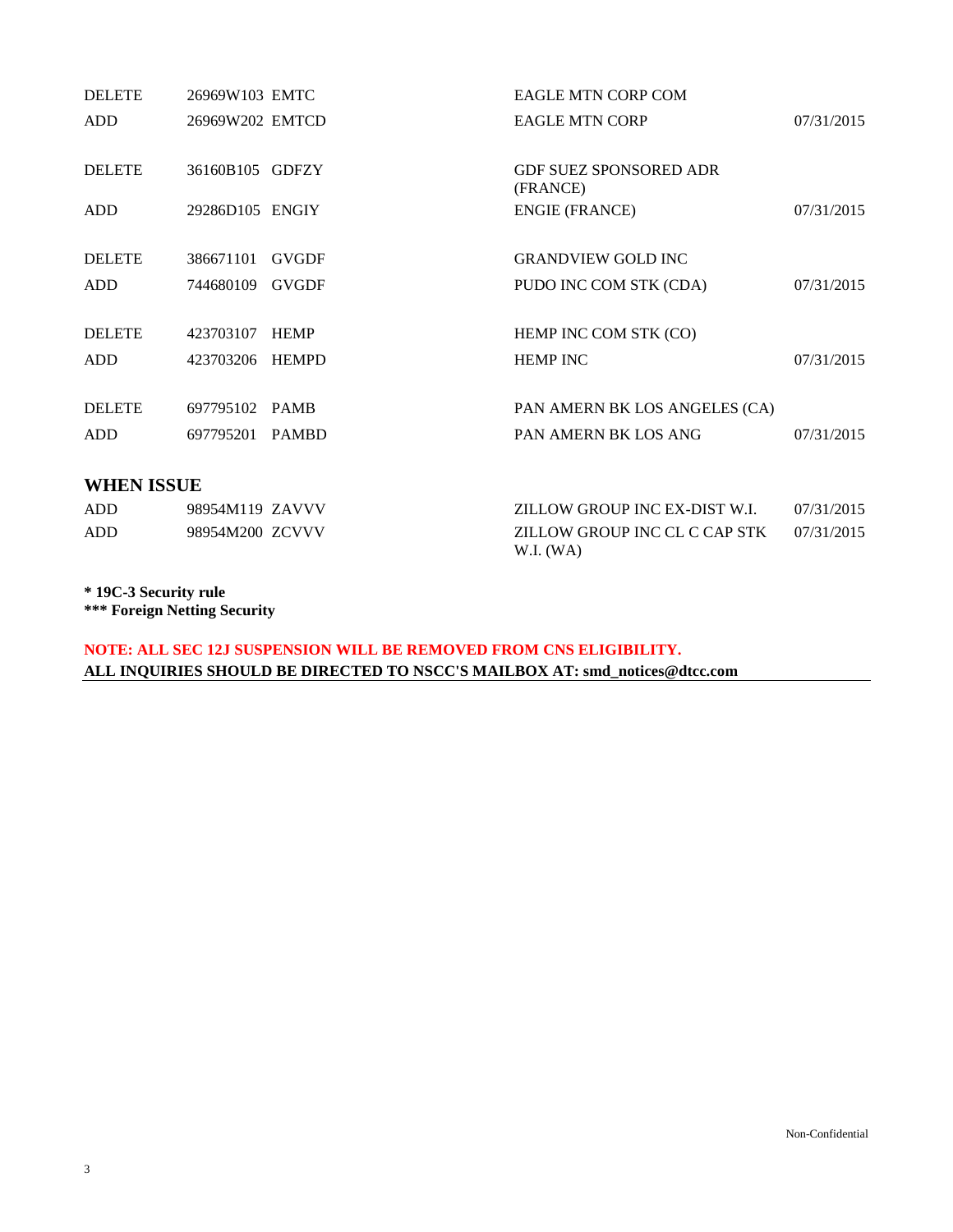| | | | | |
|---|---|---|---|---|
| DELETE | 26969W103 | EMTC | EAGLE MTN CORP COM | |
| ADD | 26969W202 | EMTCD | EAGLE MTN CORP | 07/31/2015 |
| DELETE | 36160B105 | GDFZY | GDF SUEZ SPONSORED ADR (FRANCE) | |
| ADD | 29286D105 | ENGIY | ENGIE (FRANCE) | 07/31/2015 |
| DELETE | 386671101 | GVGDF | GRANDVIEW GOLD INC | |
| ADD | 744680109 | GVGDF | PUDO INC COM STK (CDA) | 07/31/2015 |
| DELETE | 423703107 | HEMP | HEMP INC COM STK (CO) | |
| ADD | 423703206 | HEMPD | HEMP INC | 07/31/2015 |
| DELETE | 697795102 | PAMB | PAN AMERN BK LOS ANGELES (CA) | |
| ADD | 697795201 | PAMBD | PAN AMERN BK LOS ANG | 07/31/2015 |

## WHEN ISSUE

| | | | | |
|---|---|---|---|---|
| ADD | 98954M119 | ZAVVV | ZILLOW GROUP INC EX-DIST W.I. | 07/31/2015 |
| ADD | 98954M200 | ZCVVV | ZILLOW GROUP INC CL C CAP STK W.I. (WA) | 07/31/2015 |

**\* 19C-3 Security rule**
**\*\*\* Foreign Netting Security**

**NOTE: ALL SEC 12J SUSPENSION WILL BE REMOVED FROM CNS ELIGIBILITY.**
**ALL INQUIRIES SHOULD BE DIRECTED TO NSCC'S MAILBOX AT: smd_notices@dtcc.com**

Non-Confidential